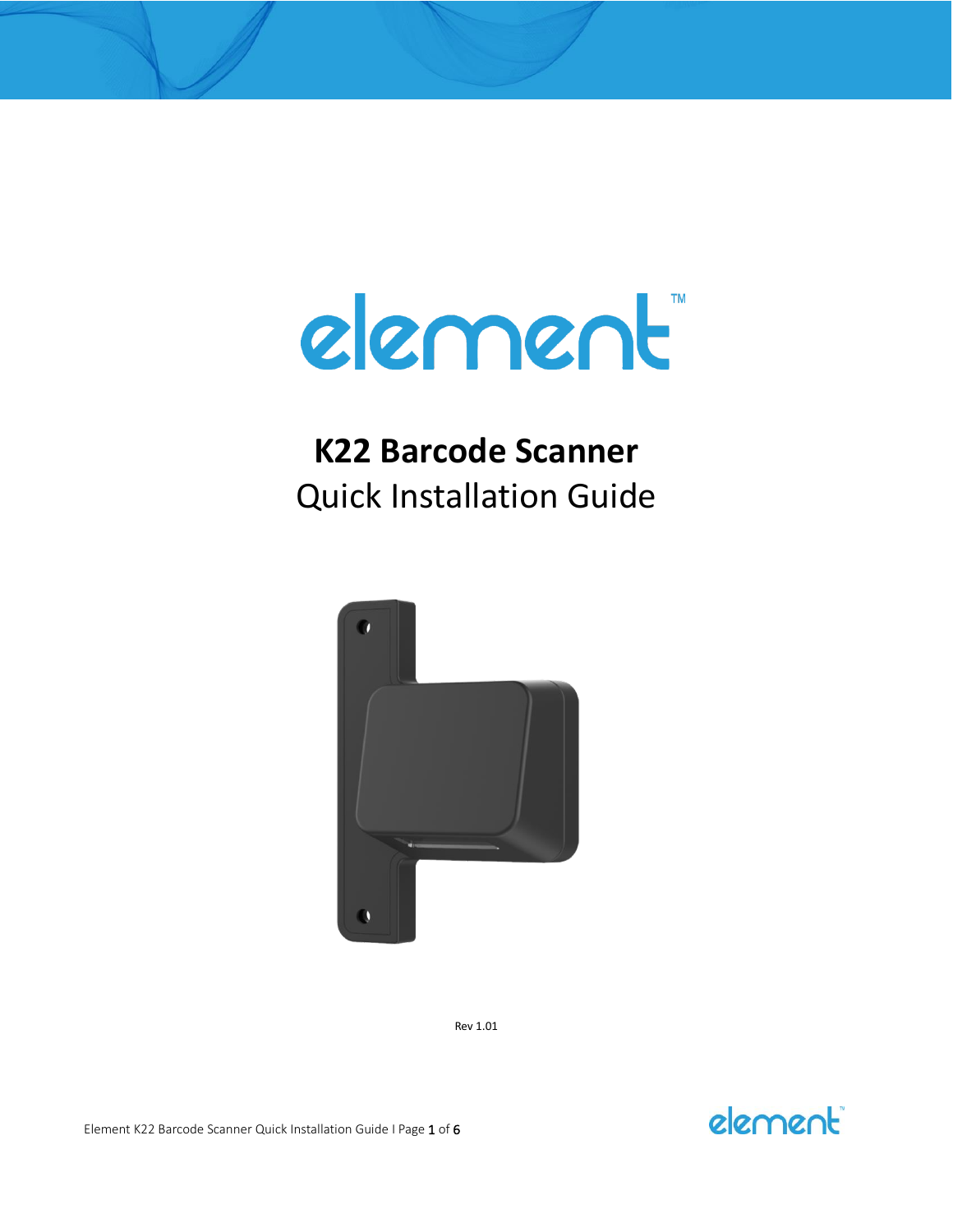# element™

# K22 Barcode Scanner

## Quick Installation Guide

Rev 1.01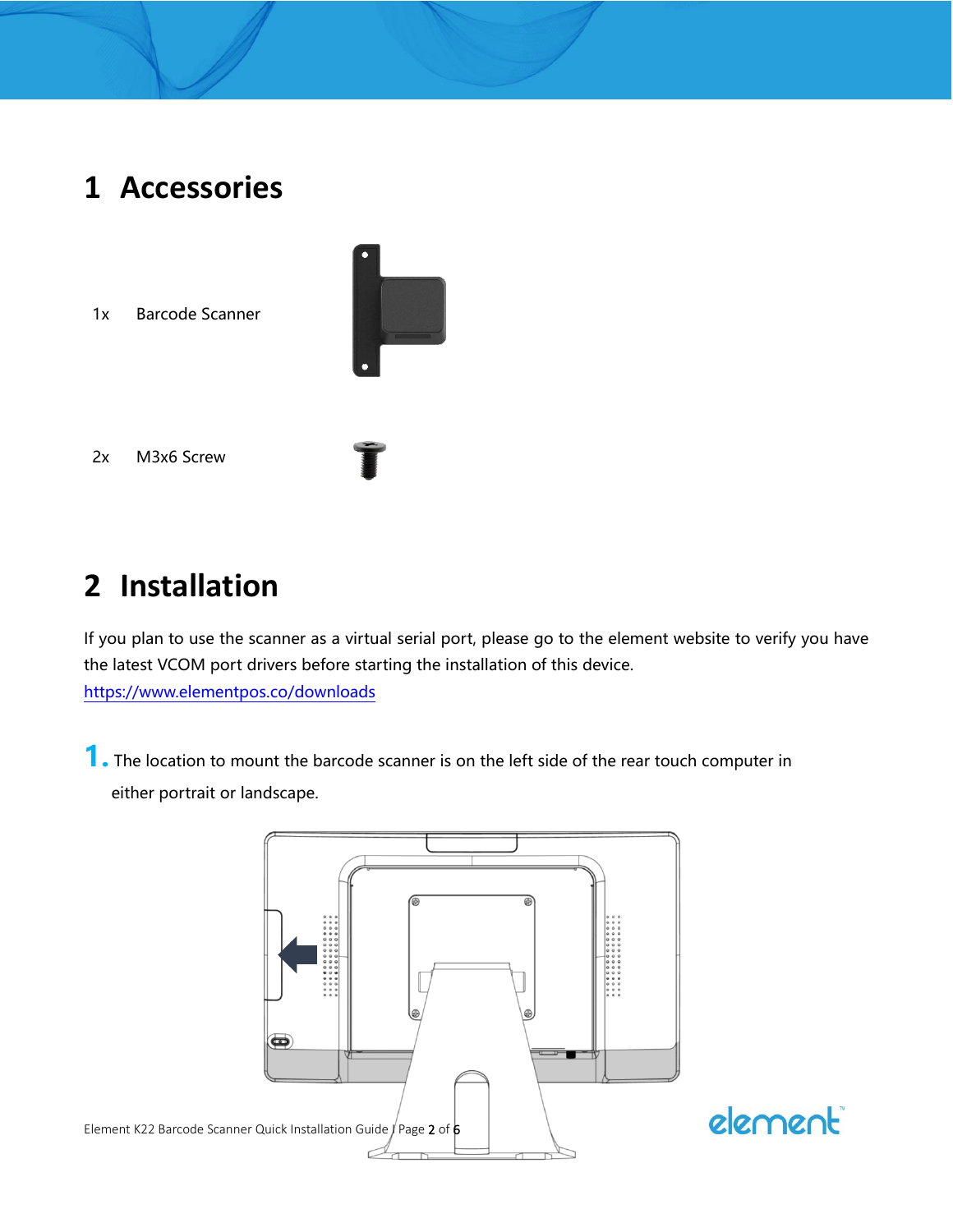# 1 Accessories

1x Barcode Scanner

2x M3x6 Screw

# 2 Installation

If you plan to use the scanner as a virtual serial port, please go to the element website to verify you have the latest VCOM port drivers before starting the installation of this device.
https://www.elementpos.co/downloads

1. The location to mount the barcode scanner is on the left side of the rear touch computer in either portrait or landscape.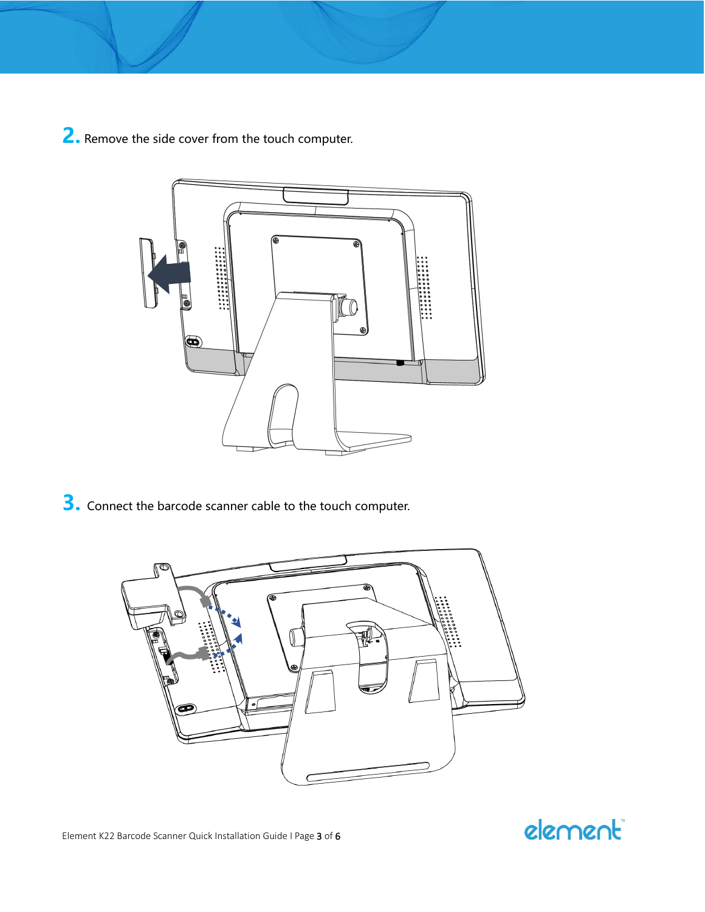2. Remove the side cover from the touch computer.

3. Connect the barcode scanner cable to the touch computer.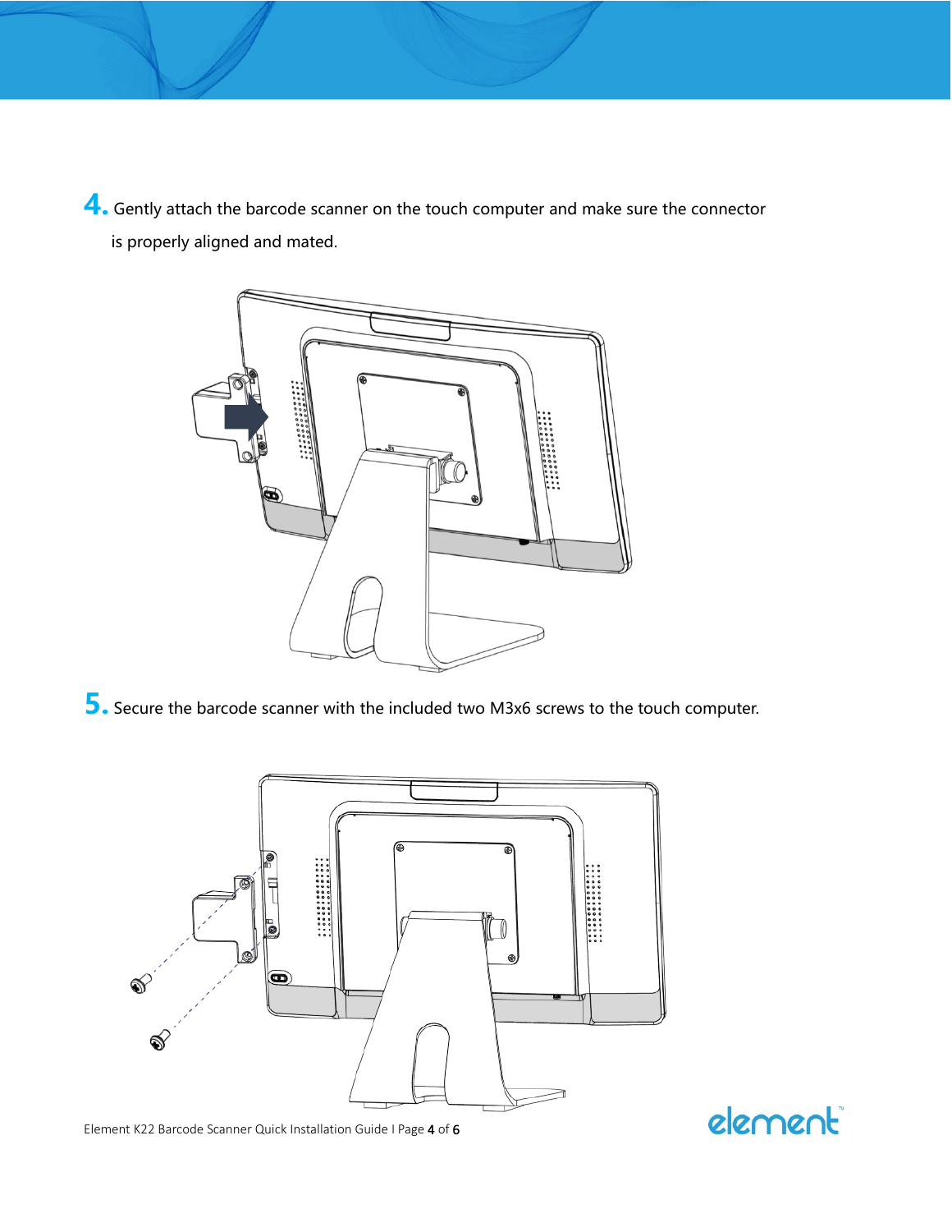4. Gently attach the barcode scanner on the touch computer and make sure the connector is properly aligned and mated.

5. Secure the barcode scanner with the included two M3x6 screws to the touch computer.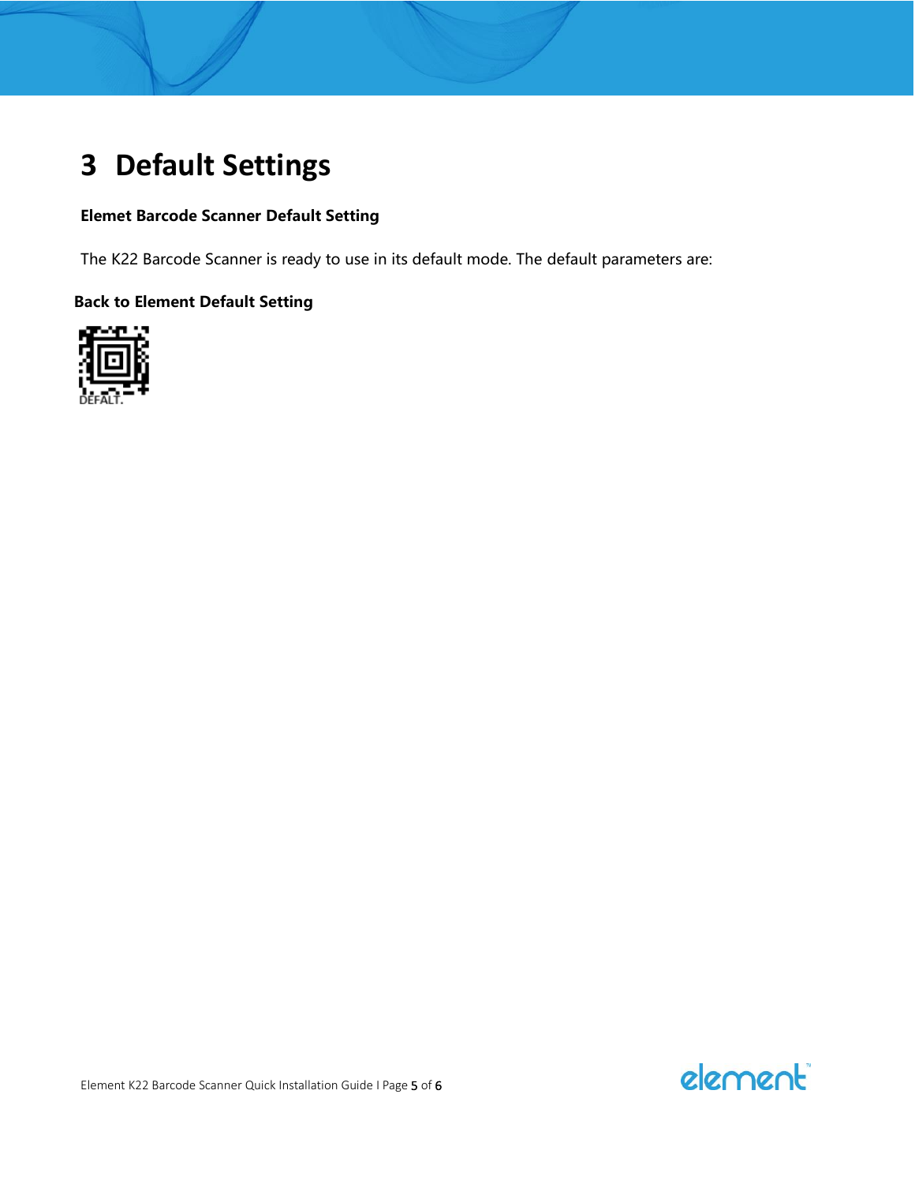# 3 Default Settings

**Elemet Barcode Scanner Default Setting**

The K22 Barcode Scanner is ready to use in its default mode. The default parameters are:

**Back to Element Default Setting**

DEFALT.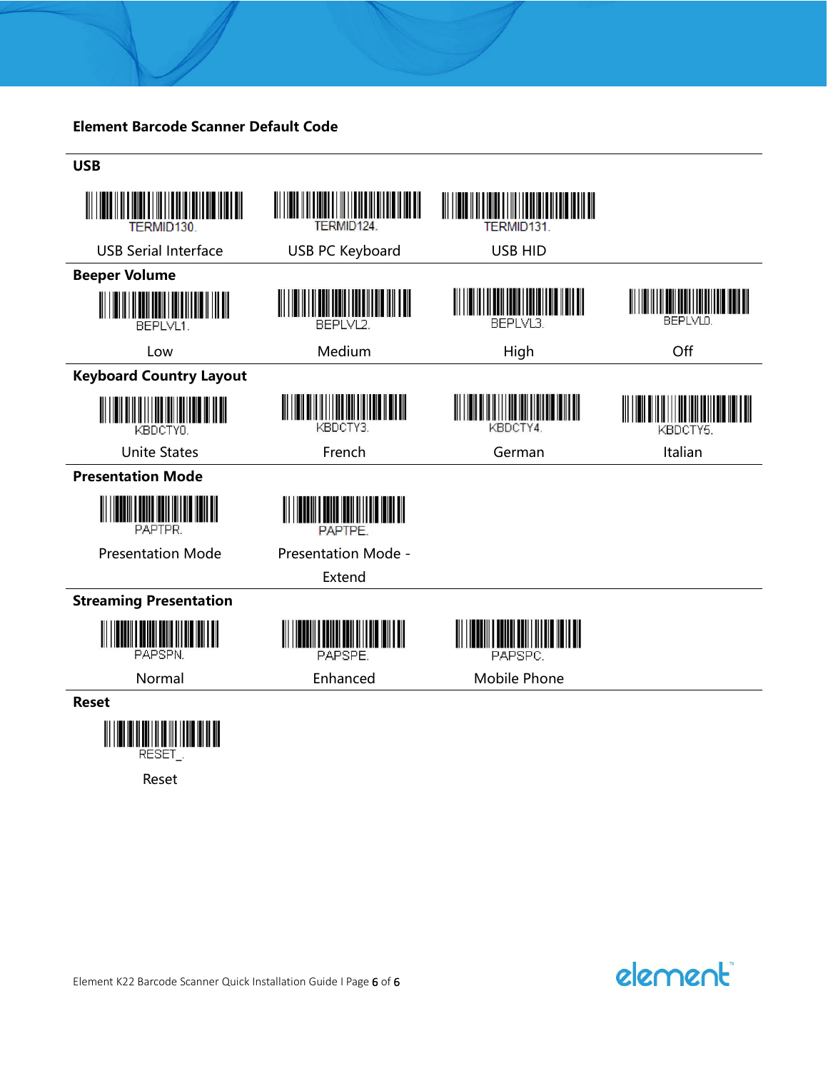## Element Barcode Scanner Default Code

### USB

| | | |
|---|---|---|
| TERMID130. | TERMID124. | TERMID131. |
| USB Serial Interface | USB PC Keyboard | USB HID |

### Beeper Volume

| | | | |
|---|---|---|---|
| BEPLVL1. | BEPLVL2. | BEPLVL3. | BEPLVL0. |
| Low | Medium | High | Off |

### Keyboard Country Layout

| | | | |
|---|---|---|---|
| KBDCTY0. | KBDCTY3. | KBDCTY4. | KBDCTY5. |
| Unite States | French | German | Italian |

### Presentation Mode

| | |
|---|---|
| PAPTPR. | PAPTPE. |
| Presentation Mode | Presentation Mode - Extend |

### Streaming Presentation

| | | |
|---|---|---|
| PAPSPN. | PAPSPE. | PAPSPC. |
| Normal | Enhanced | Mobile Phone |

### Reset

RESET_.

Reset